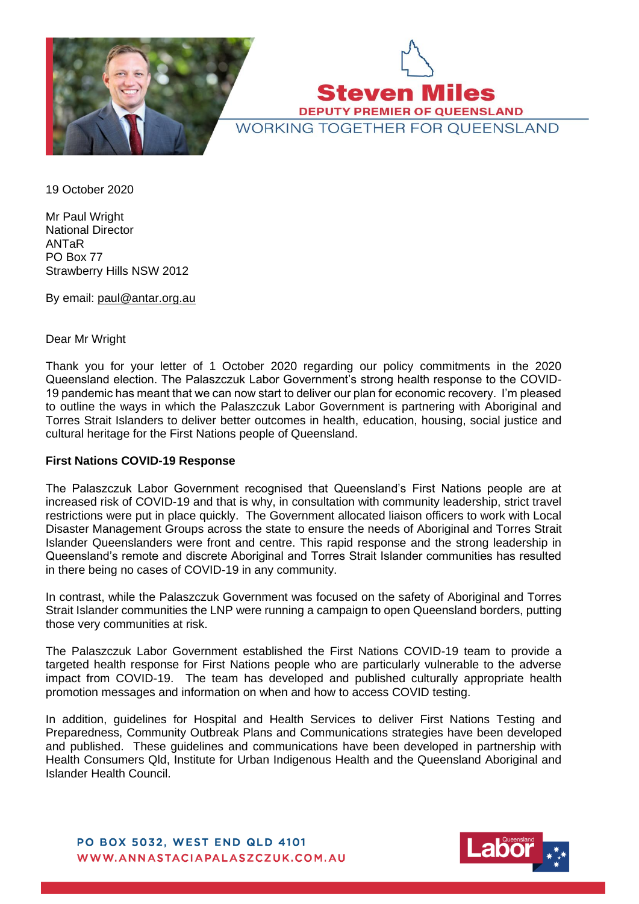**Steven Miles**

**DEPUTY PREMIER OF QUEENSLAND**

WORKING TOGETHER FOR QUEENSLAND

19 October 2020

Mr Paul Wright
National Director
ANTaR
PO Box 77
Strawberry Hills NSW 2012

By email: paul@antar.org.au

Dear Mr Wright

Thank you for your letter of 1 October 2020 regarding our policy commitments in the 2020 Queensland election. The Palaszczuk Labor Government's strong health response to the COVID-19 pandemic has meant that we can now start to deliver our plan for economic recovery. I'm pleased to outline the ways in which the Palaszczuk Labor Government is partnering with Aboriginal and Torres Strait Islanders to deliver better outcomes in health, education, housing, social justice and cultural heritage for the First Nations people of Queensland.

**First Nations COVID-19 Response**

The Palaszczuk Labor Government recognised that Queensland's First Nations people are at increased risk of COVID-19 and that is why, in consultation with community leadership, strict travel restrictions were put in place quickly. The Government allocated liaison officers to work with Local Disaster Management Groups across the state to ensure the needs of Aboriginal and Torres Strait Islander Queenslanders were front and centre. This rapid response and the strong leadership in Queensland's remote and discrete Aboriginal and Torres Strait Islander communities has resulted in there being no cases of COVID-19 in any community.

In contrast, while the Palaszczuk Government was focused on the safety of Aboriginal and Torres Strait Islander communities the LNP were running a campaign to open Queensland borders, putting those very communities at risk.

The Palaszczuk Labor Government established the First Nations COVID-19 team to provide a targeted health response for First Nations people who are particularly vulnerable to the adverse impact from COVID-19. The team has developed and published culturally appropriate health promotion messages and information on when and how to access COVID testing.

In addition, guidelines for Hospital and Health Services to deliver First Nations Testing and Preparedness, Community Outbreak Plans and Communications strategies have been developed and published. These guidelines and communications have been developed in partnership with Health Consumers Qld, Institute for Urban Indigenous Health and the Queensland Aboriginal and Islander Health Council.

PO BOX 5032, WEST END QLD 4101
WWW.ANNASTACIAPALASZCZUK.COM.AU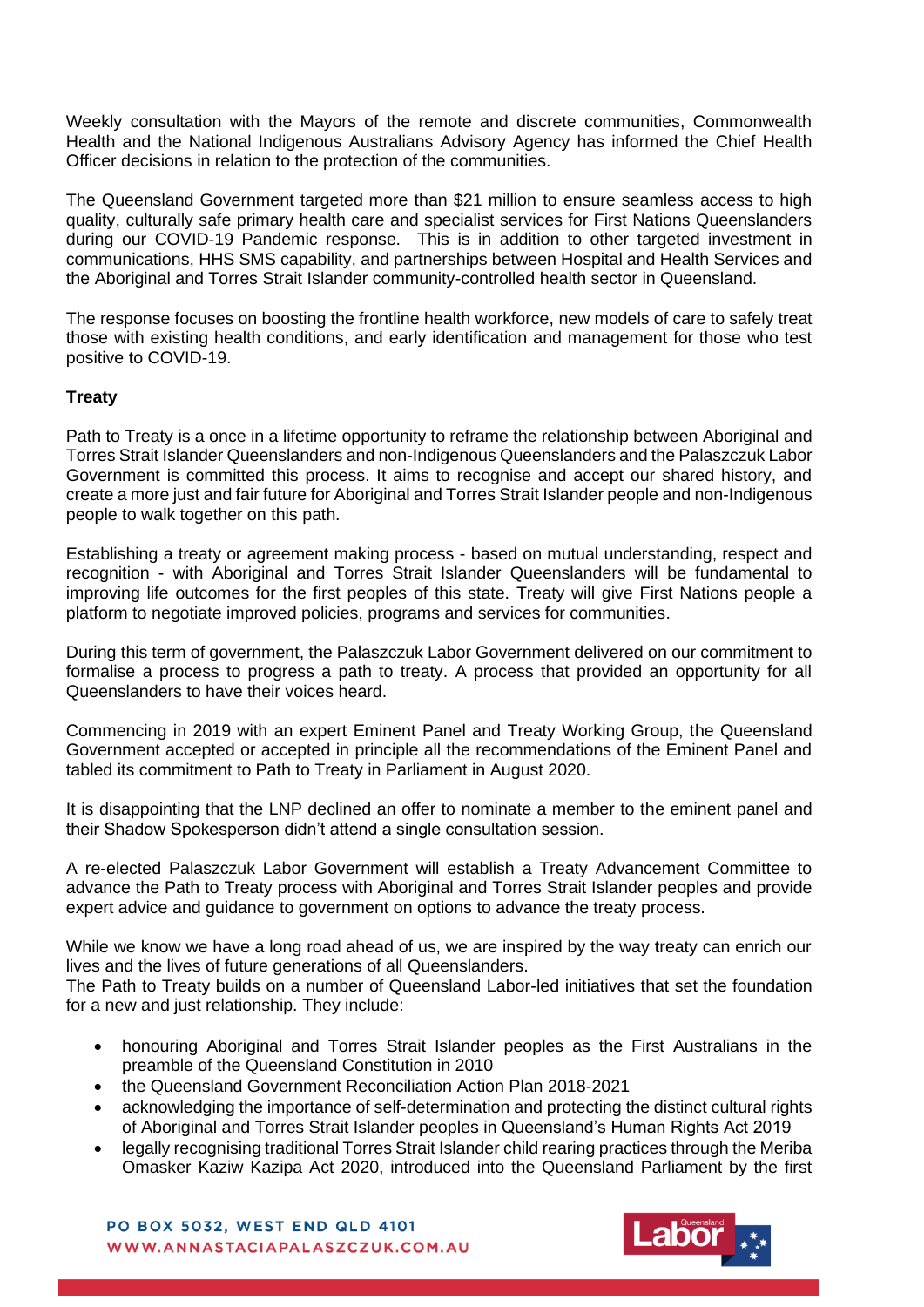Weekly consultation with the Mayors of the remote and discrete communities, Commonwealth Health and the National Indigenous Australians Advisory Agency has informed the Chief Health Officer decisions in relation to the protection of the communities.

The Queensland Government targeted more than $21 million to ensure seamless access to high quality, culturally safe primary health care and specialist services for First Nations Queenslanders during our COVID-19 Pandemic response. This is in addition to other targeted investment in communications, HHS SMS capability, and partnerships between Hospital and Health Services and the Aboriginal and Torres Strait Islander community-controlled health sector in Queensland.

The response focuses on boosting the frontline health workforce, new models of care to safely treat those with existing health conditions, and early identification and management for those who test positive to COVID-19.

**Treaty**

Path to Treaty is a once in a lifetime opportunity to reframe the relationship between Aboriginal and Torres Strait Islander Queenslanders and non-Indigenous Queenslanders and the Palaszczuk Labor Government is committed this process. It aims to recognise and accept our shared history, and create a more just and fair future for Aboriginal and Torres Strait Islander people and non-Indigenous people to walk together on this path.

Establishing a treaty or agreement making process - based on mutual understanding, respect and recognition - with Aboriginal and Torres Strait Islander Queenslanders will be fundamental to improving life outcomes for the first peoples of this state. Treaty will give First Nations people a platform to negotiate improved policies, programs and services for communities.

During this term of government, the Palaszczuk Labor Government delivered on our commitment to formalise a process to progress a path to treaty. A process that provided an opportunity for all Queenslanders to have their voices heard.

Commencing in 2019 with an expert Eminent Panel and Treaty Working Group, the Queensland Government accepted or accepted in principle all the recommendations of the Eminent Panel and tabled its commitment to Path to Treaty in Parliament in August 2020.

It is disappointing that the LNP declined an offer to nominate a member to the eminent panel and their Shadow Spokesperson didn't attend a single consultation session.

A re-elected Palaszczuk Labor Government will establish a Treaty Advancement Committee to advance the Path to Treaty process with Aboriginal and Torres Strait Islander peoples and provide expert advice and guidance to government on options to advance the treaty process.

While we know we have a long road ahead of us, we are inspired by the way treaty can enrich our lives and the lives of future generations of all Queenslanders.
The Path to Treaty builds on a number of Queensland Labor-led initiatives that set the foundation for a new and just relationship. They include:

- honouring Aboriginal and Torres Strait Islander peoples as the First Australians in the preamble of the Queensland Constitution in 2010
- the Queensland Government Reconciliation Action Plan 2018-2021
- acknowledging the importance of self-determination and protecting the distinct cultural rights of Aboriginal and Torres Strait Islander peoples in Queensland's Human Rights Act 2019
- legally recognising traditional Torres Strait Islander child rearing practices through the Meriba Omasker Kaziw Kazipa Act 2020, introduced into the Queensland Parliament by the first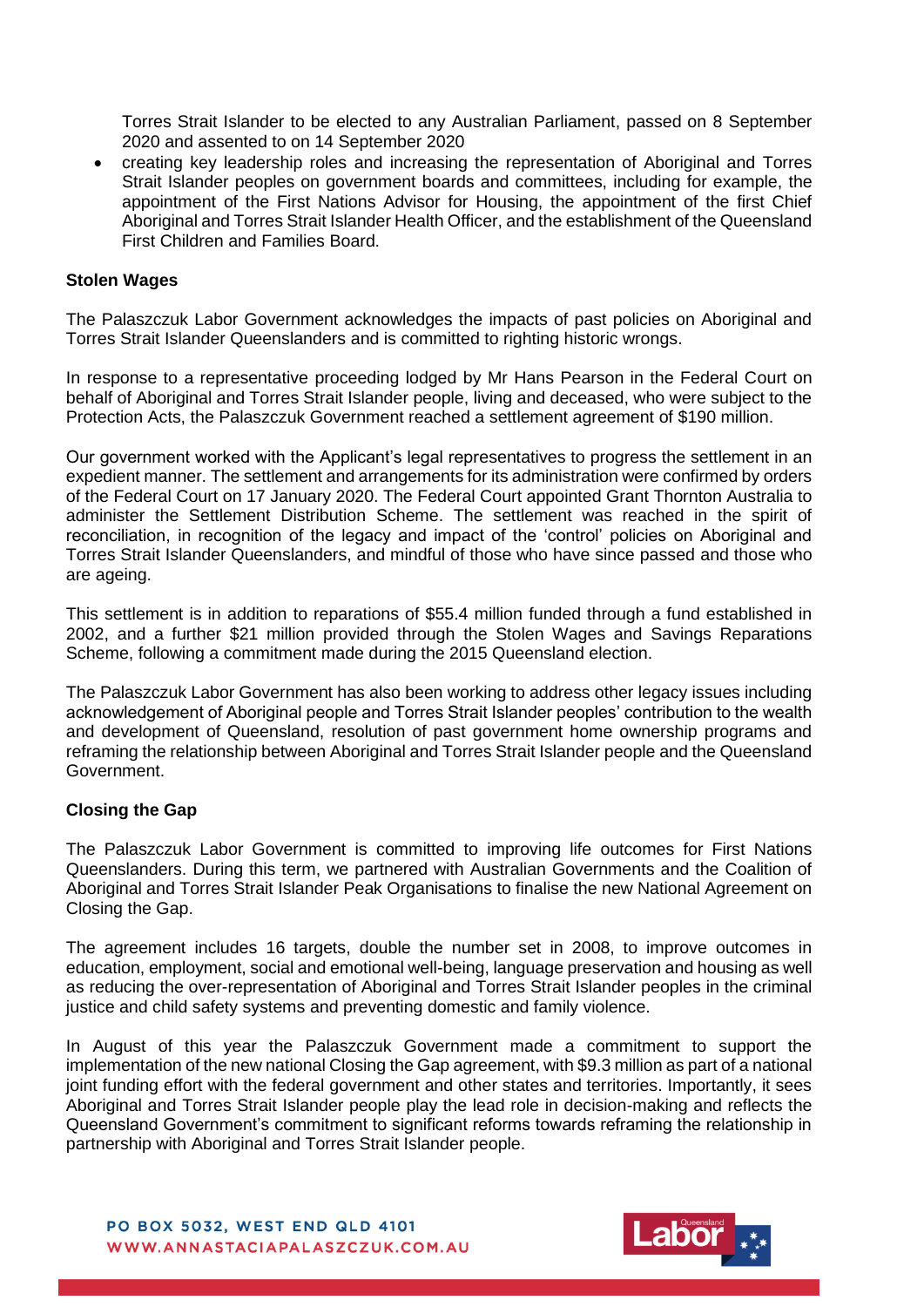Torres Strait Islander to be elected to any Australian Parliament, passed on 8 September 2020 and assented to on 14 September 2020

- creating key leadership roles and increasing the representation of Aboriginal and Torres Strait Islander peoples on government boards and committees, including for example, the appointment of the First Nations Advisor for Housing, the appointment of the first Chief Aboriginal and Torres Strait Islander Health Officer, and the establishment of the Queensland First Children and Families Board.

**Stolen Wages**

The Palaszczuk Labor Government acknowledges the impacts of past policies on Aboriginal and Torres Strait Islander Queenslanders and is committed to righting historic wrongs.

In response to a representative proceeding lodged by Mr Hans Pearson in the Federal Court on behalf of Aboriginal and Torres Strait Islander people, living and deceased, who were subject to the Protection Acts, the Palaszczuk Government reached a settlement agreement of $190 million.

Our government worked with the Applicant's legal representatives to progress the settlement in an expedient manner. The settlement and arrangements for its administration were confirmed by orders of the Federal Court on 17 January 2020. The Federal Court appointed Grant Thornton Australia to administer the Settlement Distribution Scheme. The settlement was reached in the spirit of reconciliation, in recognition of the legacy and impact of the 'control' policies on Aboriginal and Torres Strait Islander Queenslanders, and mindful of those who have since passed and those who are ageing.

This settlement is in addition to reparations of $55.4 million funded through a fund established in 2002, and a further $21 million provided through the Stolen Wages and Savings Reparations Scheme, following a commitment made during the 2015 Queensland election.

The Palaszczuk Labor Government has also been working to address other legacy issues including acknowledgement of Aboriginal people and Torres Strait Islander peoples' contribution to the wealth and development of Queensland, resolution of past government home ownership programs and reframing the relationship between Aboriginal and Torres Strait Islander people and the Queensland Government.

**Closing the Gap**

The Palaszczuk Labor Government is committed to improving life outcomes for First Nations Queenslanders. During this term, we partnered with Australian Governments and the Coalition of Aboriginal and Torres Strait Islander Peak Organisations to finalise the new National Agreement on Closing the Gap.

The agreement includes 16 targets, double the number set in 2008, to improve outcomes in education, employment, social and emotional well-being, language preservation and housing as well as reducing the over-representation of Aboriginal and Torres Strait Islander peoples in the criminal justice and child safety systems and preventing domestic and family violence.

In August of this year the Palaszczuk Government made a commitment to support the implementation of the new national Closing the Gap agreement, with $9.3 million as part of a national joint funding effort with the federal government and other states and territories. Importantly, it sees Aboriginal and Torres Strait Islander people play the lead role in decision-making and reflects the Queensland Government's commitment to significant reforms towards reframing the relationship in partnership with Aboriginal and Torres Strait Islander people.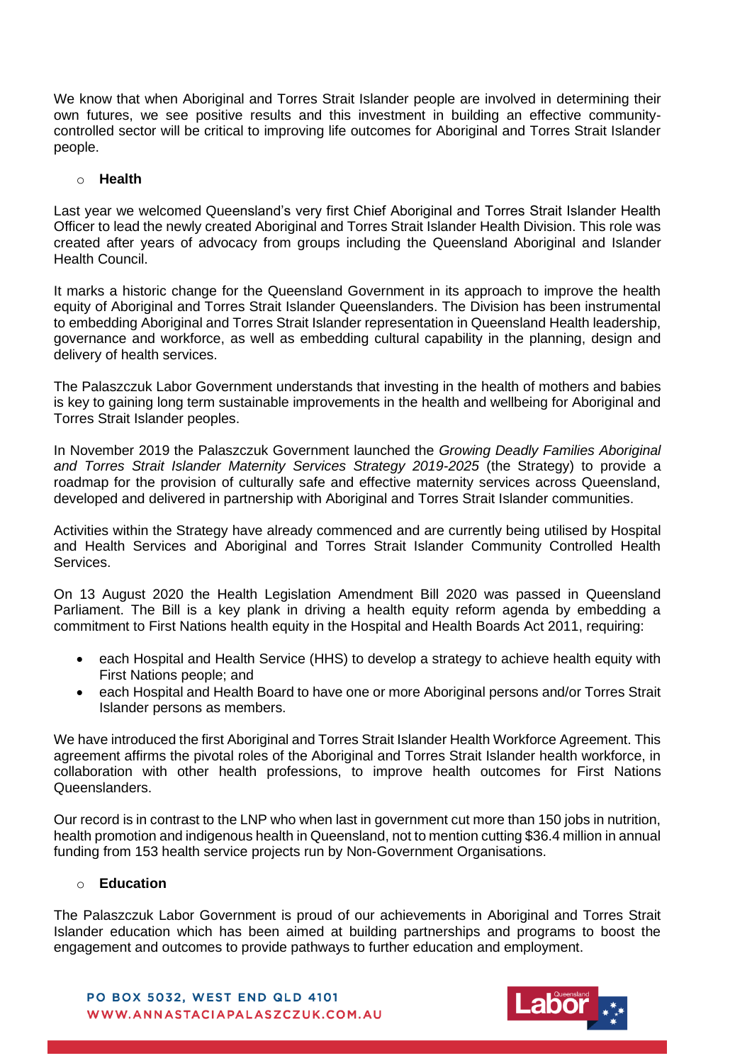We know that when Aboriginal and Torres Strait Islander people are involved in determining their own futures, we see positive results and this investment in building an effective community-controlled sector will be critical to improving life outcomes for Aboriginal and Torres Strait Islander people.

- **Health**

Last year we welcomed Queensland's very first Chief Aboriginal and Torres Strait Islander Health Officer to lead the newly created Aboriginal and Torres Strait Islander Health Division. This role was created after years of advocacy from groups including the Queensland Aboriginal and Islander Health Council.

It marks a historic change for the Queensland Government in its approach to improve the health equity of Aboriginal and Torres Strait Islander Queenslanders. The Division has been instrumental to embedding Aboriginal and Torres Strait Islander representation in Queensland Health leadership, governance and workforce, as well as embedding cultural capability in the planning, design and delivery of health services.

The Palaszczuk Labor Government understands that investing in the health of mothers and babies is key to gaining long term sustainable improvements in the health and wellbeing for Aboriginal and Torres Strait Islander peoples.

In November 2019 the Palaszczuk Government launched the *Growing Deadly Families Aboriginal and Torres Strait Islander Maternity Services Strategy 2019-2025* (the Strategy) to provide a roadmap for the provision of culturally safe and effective maternity services across Queensland, developed and delivered in partnership with Aboriginal and Torres Strait Islander communities.

Activities within the Strategy have already commenced and are currently being utilised by Hospital and Health Services and Aboriginal and Torres Strait Islander Community Controlled Health Services.

On 13 August 2020 the Health Legislation Amendment Bill 2020 was passed in Queensland Parliament. The Bill is a key plank in driving a health equity reform agenda by embedding a commitment to First Nations health equity in the Hospital and Health Boards Act 2011, requiring:

- each Hospital and Health Service (HHS) to develop a strategy to achieve health equity with First Nations people; and
- each Hospital and Health Board to have one or more Aboriginal persons and/or Torres Strait Islander persons as members.

We have introduced the first Aboriginal and Torres Strait Islander Health Workforce Agreement. This agreement affirms the pivotal roles of the Aboriginal and Torres Strait Islander health workforce, in collaboration with other health professions, to improve health outcomes for First Nations Queenslanders.

Our record is in contrast to the LNP who when last in government cut more than 150 jobs in nutrition, health promotion and indigenous health in Queensland, not to mention cutting $36.4 million in annual funding from 153 health service projects run by Non-Government Organisations.

- **Education**

The Palaszczuk Labor Government is proud of our achievements in Aboriginal and Torres Strait Islander education which has been aimed at building partnerships and programs to boost the engagement and outcomes to provide pathways to further education and employment.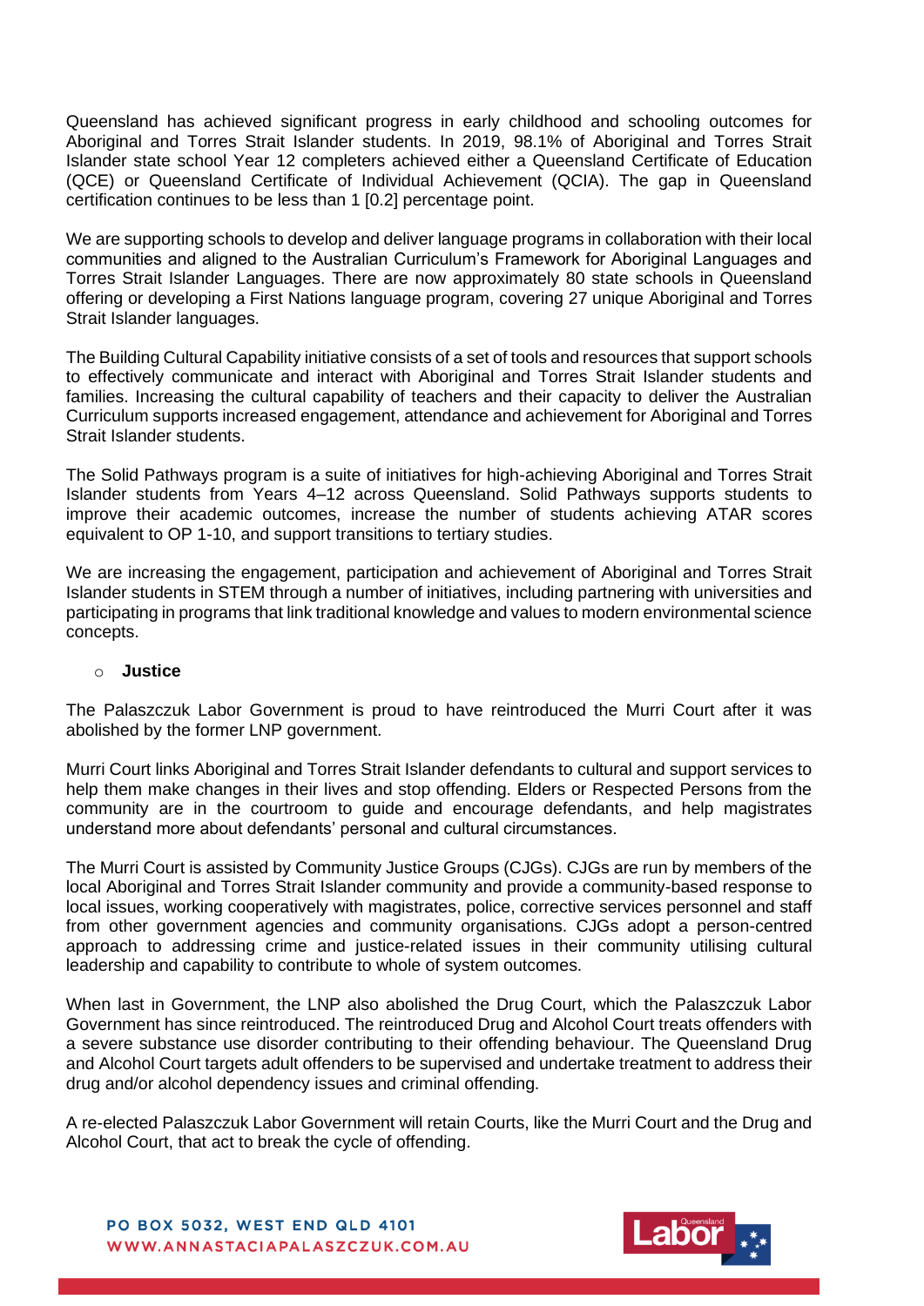Queensland has achieved significant progress in early childhood and schooling outcomes for Aboriginal and Torres Strait Islander students. In 2019, 98.1% of Aboriginal and Torres Strait Islander state school Year 12 completers achieved either a Queensland Certificate of Education (QCE) or Queensland Certificate of Individual Achievement (QCIA). The gap in Queensland certification continues to be less than 1 [0.2] percentage point.

We are supporting schools to develop and deliver language programs in collaboration with their local communities and aligned to the Australian Curriculum's Framework for Aboriginal Languages and Torres Strait Islander Languages. There are now approximately 80 state schools in Queensland offering or developing a First Nations language program, covering 27 unique Aboriginal and Torres Strait Islander languages.

The Building Cultural Capability initiative consists of a set of tools and resources that support schools to effectively communicate and interact with Aboriginal and Torres Strait Islander students and families. Increasing the cultural capability of teachers and their capacity to deliver the Australian Curriculum supports increased engagement, attendance and achievement for Aboriginal and Torres Strait Islander students.

The Solid Pathways program is a suite of initiatives for high-achieving Aboriginal and Torres Strait Islander students from Years 4–12 across Queensland. Solid Pathways supports students to improve their academic outcomes, increase the number of students achieving ATAR scores equivalent to OP 1-10, and support transitions to tertiary studies.

We are increasing the engagement, participation and achievement of Aboriginal and Torres Strait Islander students in STEM through a number of initiatives, including partnering with universities and participating in programs that link traditional knowledge and values to modern environmental science concepts.

- **Justice**

The Palaszczuk Labor Government is proud to have reintroduced the Murri Court after it was abolished by the former LNP government.

Murri Court links Aboriginal and Torres Strait Islander defendants to cultural and support services to help them make changes in their lives and stop offending. Elders or Respected Persons from the community are in the courtroom to guide and encourage defendants, and help magistrates understand more about defendants' personal and cultural circumstances.

The Murri Court is assisted by Community Justice Groups (CJGs). CJGs are run by members of the local Aboriginal and Torres Strait Islander community and provide a community-based response to local issues, working cooperatively with magistrates, police, corrective services personnel and staff from other government agencies and community organisations. CJGs adopt a person-centred approach to addressing crime and justice-related issues in their community utilising cultural leadership and capability to contribute to whole of system outcomes.

When last in Government, the LNP also abolished the Drug Court, which the Palaszczuk Labor Government has since reintroduced. The reintroduced Drug and Alcohol Court treats offenders with a severe substance use disorder contributing to their offending behaviour. The Queensland Drug and Alcohol Court targets adult offenders to be supervised and undertake treatment to address their drug and/or alcohol dependency issues and criminal offending.

A re-elected Palaszczuk Labor Government will retain Courts, like the Murri Court and the Drug and Alcohol Court, that act to break the cycle of offending.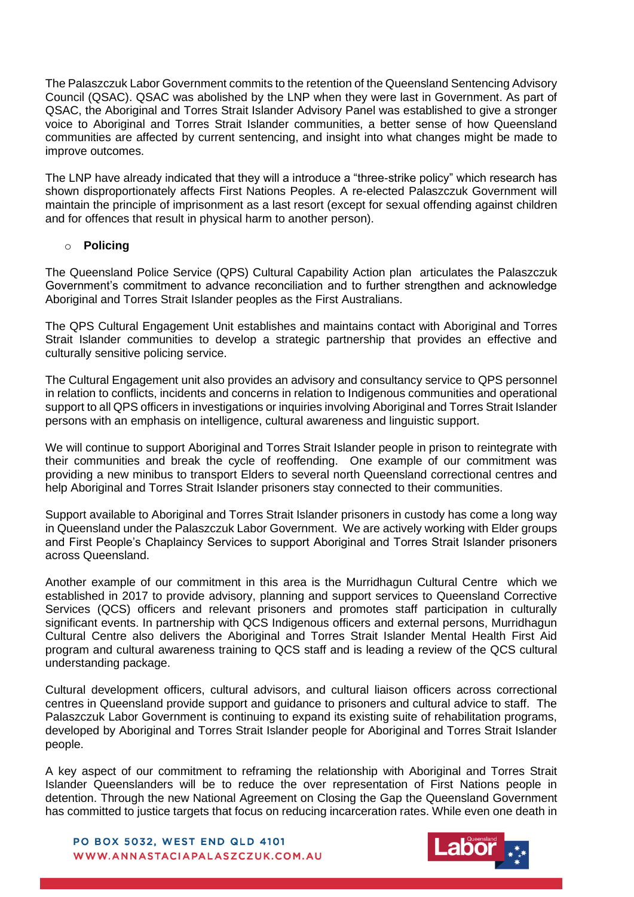The Palaszczuk Labor Government commits to the retention of the Queensland Sentencing Advisory Council (QSAC). QSAC was abolished by the LNP when they were last in Government. As part of QSAC, the Aboriginal and Torres Strait Islander Advisory Panel was established to give a stronger voice to Aboriginal and Torres Strait Islander communities, a better sense of how Queensland communities are affected by current sentencing, and insight into what changes might be made to improve outcomes.

The LNP have already indicated that they will a introduce a "three-strike policy" which research has shown disproportionately affects First Nations Peoples. A re-elected Palaszczuk Government will maintain the principle of imprisonment as a last resort (except for sexual offending against children and for offences that result in physical harm to another person).

- **Policing**

The Queensland Police Service (QPS) Cultural Capability Action plan articulates the Palaszczuk Government's commitment to advance reconciliation and to further strengthen and acknowledge Aboriginal and Torres Strait Islander peoples as the First Australians.

The QPS Cultural Engagement Unit establishes and maintains contact with Aboriginal and Torres Strait Islander communities to develop a strategic partnership that provides an effective and culturally sensitive policing service.

The Cultural Engagement unit also provides an advisory and consultancy service to QPS personnel in relation to conflicts, incidents and concerns in relation to Indigenous communities and operational support to all QPS officers in investigations or inquiries involving Aboriginal and Torres Strait Islander persons with an emphasis on intelligence, cultural awareness and linguistic support.

We will continue to support Aboriginal and Torres Strait Islander people in prison to reintegrate with their communities and break the cycle of reoffending. One example of our commitment was providing a new minibus to transport Elders to several north Queensland correctional centres and help Aboriginal and Torres Strait Islander prisoners stay connected to their communities.

Support available to Aboriginal and Torres Strait Islander prisoners in custody has come a long way in Queensland under the Palaszczuk Labor Government. We are actively working with Elder groups and First People's Chaplaincy Services to support Aboriginal and Torres Strait Islander prisoners across Queensland.

Another example of our commitment in this area is the Murridhagun Cultural Centre which we established in 2017 to provide advisory, planning and support services to Queensland Corrective Services (QCS) officers and relevant prisoners and promotes staff participation in culturally significant events. In partnership with QCS Indigenous officers and external persons, Murridhagun Cultural Centre also delivers the Aboriginal and Torres Strait Islander Mental Health First Aid program and cultural awareness training to QCS staff and is leading a review of the QCS cultural understanding package.

Cultural development officers, cultural advisors, and cultural liaison officers across correctional centres in Queensland provide support and guidance to prisoners and cultural advice to staff. The Palaszczuk Labor Government is continuing to expand its existing suite of rehabilitation programs, developed by Aboriginal and Torres Strait Islander people for Aboriginal and Torres Strait Islander people.

A key aspect of our commitment to reframing the relationship with Aboriginal and Torres Strait Islander Queenslanders will be to reduce the over representation of First Nations people in detention. Through the new National Agreement on Closing the Gap the Queensland Government has committed to justice targets that focus on reducing incarceration rates. While even one death in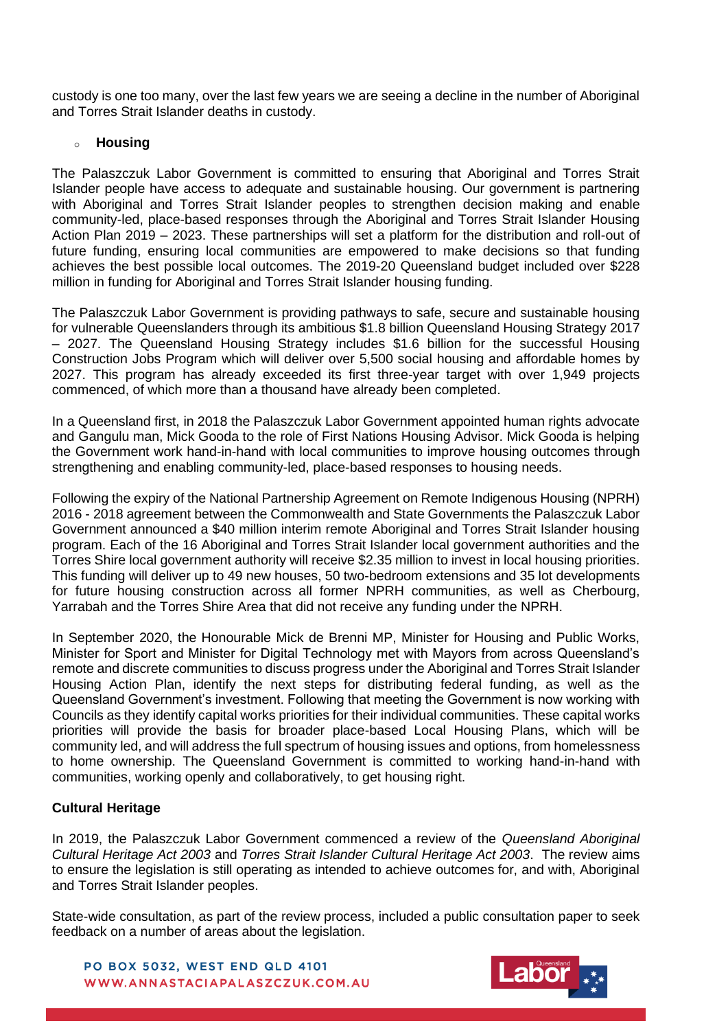custody is one too many, over the last few years we are seeing a decline in the number of Aboriginal and Torres Strait Islander deaths in custody.

- **Housing**

The Palaszczuk Labor Government is committed to ensuring that Aboriginal and Torres Strait Islander people have access to adequate and sustainable housing. Our government is partnering with Aboriginal and Torres Strait Islander peoples to strengthen decision making and enable community-led, place-based responses through the Aboriginal and Torres Strait Islander Housing Action Plan 2019 – 2023. These partnerships will set a platform for the distribution and roll-out of future funding, ensuring local communities are empowered to make decisions so that funding achieves the best possible local outcomes. The 2019-20 Queensland budget included over $228 million in funding for Aboriginal and Torres Strait Islander housing funding.

The Palaszczuk Labor Government is providing pathways to safe, secure and sustainable housing for vulnerable Queenslanders through its ambitious $1.8 billion Queensland Housing Strategy 2017 – 2027. The Queensland Housing Strategy includes $1.6 billion for the successful Housing Construction Jobs Program which will deliver over 5,500 social housing and affordable homes by 2027. This program has already exceeded its first three-year target with over 1,949 projects commenced, of which more than a thousand have already been completed.

In a Queensland first, in 2018 the Palaszczuk Labor Government appointed human rights advocate and Gangulu man, Mick Gooda to the role of First Nations Housing Advisor. Mick Gooda is helping the Government work hand-in-hand with local communities to improve housing outcomes through strengthening and enabling community-led, place-based responses to housing needs.

Following the expiry of the National Partnership Agreement on Remote Indigenous Housing (NPRH) 2016 - 2018 agreement between the Commonwealth and State Governments the Palaszczuk Labor Government announced a $40 million interim remote Aboriginal and Torres Strait Islander housing program. Each of the 16 Aboriginal and Torres Strait Islander local government authorities and the Torres Shire local government authority will receive $2.35 million to invest in local housing priorities. This funding will deliver up to 49 new houses, 50 two-bedroom extensions and 35 lot developments for future housing construction across all former NPRH communities, as well as Cherbourg, Yarrabah and the Torres Shire Area that did not receive any funding under the NPRH.

In September 2020, the Honourable Mick de Brenni MP, Minister for Housing and Public Works, Minister for Sport and Minister for Digital Technology met with Mayors from across Queensland's remote and discrete communities to discuss progress under the Aboriginal and Torres Strait Islander Housing Action Plan, identify the next steps for distributing federal funding, as well as the Queensland Government's investment. Following that meeting the Government is now working with Councils as they identify capital works priorities for their individual communities. These capital works priorities will provide the basis for broader place-based Local Housing Plans, which will be community led, and will address the full spectrum of housing issues and options, from homelessness to home ownership. The Queensland Government is committed to working hand-in-hand with communities, working openly and collaboratively, to get housing right.

**Cultural Heritage**

In 2019, the Palaszczuk Labor Government commenced a review of the *Queensland Aboriginal Cultural Heritage Act 2003* and *Torres Strait Islander Cultural Heritage Act 2003*. The review aims to ensure the legislation is still operating as intended to achieve outcomes for, and with, Aboriginal and Torres Strait Islander peoples.

State-wide consultation, as part of the review process, included a public consultation paper to seek feedback on a number of areas about the legislation.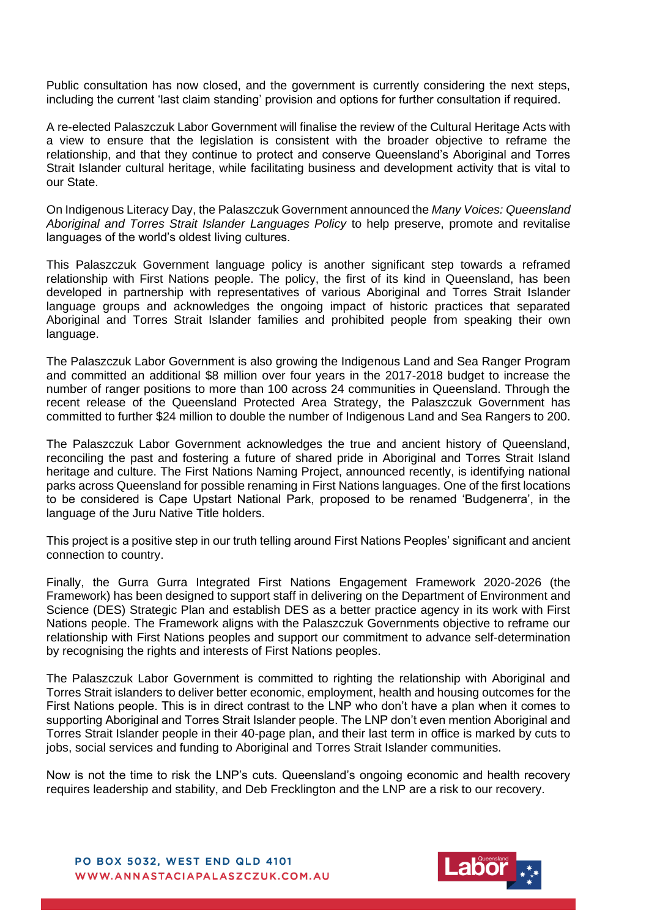Public consultation has now closed, and the government is currently considering the next steps, including the current 'last claim standing' provision and options for further consultation if required.

A re-elected Palaszczuk Labor Government will finalise the review of the Cultural Heritage Acts with a view to ensure that the legislation is consistent with the broader objective to reframe the relationship, and that they continue to protect and conserve Queensland's Aboriginal and Torres Strait Islander cultural heritage, while facilitating business and development activity that is vital to our State.

On Indigenous Literacy Day, the Palaszczuk Government announced the *Many Voices: Queensland Aboriginal and Torres Strait Islander Languages Policy* to help preserve, promote and revitalise languages of the world's oldest living cultures.

This Palaszczuk Government language policy is another significant step towards a reframed relationship with First Nations people. The policy, the first of its kind in Queensland, has been developed in partnership with representatives of various Aboriginal and Torres Strait Islander language groups and acknowledges the ongoing impact of historic practices that separated Aboriginal and Torres Strait Islander families and prohibited people from speaking their own language.

The Palaszczuk Labor Government is also growing the Indigenous Land and Sea Ranger Program and committed an additional $8 million over four years in the 2017-2018 budget to increase the number of ranger positions to more than 100 across 24 communities in Queensland. Through the recent release of the Queensland Protected Area Strategy, the Palaszczuk Government has committed to further $24 million to double the number of Indigenous Land and Sea Rangers to 200.

The Palaszczuk Labor Government acknowledges the true and ancient history of Queensland, reconciling the past and fostering a future of shared pride in Aboriginal and Torres Strait Island heritage and culture. The First Nations Naming Project, announced recently, is identifying national parks across Queensland for possible renaming in First Nations languages. One of the first locations to be considered is Cape Upstart National Park, proposed to be renamed 'Budgenerra', in the language of the Juru Native Title holders.

This project is a positive step in our truth telling around First Nations Peoples' significant and ancient connection to country.

Finally, the Gurra Gurra Integrated First Nations Engagement Framework 2020-2026 (the Framework) has been designed to support staff in delivering on the Department of Environment and Science (DES) Strategic Plan and establish DES as a better practice agency in its work with First Nations people. The Framework aligns with the Palaszczuk Governments objective to reframe our relationship with First Nations peoples and support our commitment to advance self-determination by recognising the rights and interests of First Nations peoples.

The Palaszczuk Labor Government is committed to righting the relationship with Aboriginal and Torres Strait islanders to deliver better economic, employment, health and housing outcomes for the First Nations people. This is in direct contrast to the LNP who don't have a plan when it comes to supporting Aboriginal and Torres Strait Islander people. The LNP don't even mention Aboriginal and Torres Strait Islander people in their 40-page plan, and their last term in office is marked by cuts to jobs, social services and funding to Aboriginal and Torres Strait Islander communities.

Now is not the time to risk the LNP's cuts. Queensland's ongoing economic and health recovery requires leadership and stability, and Deb Frecklington and the LNP are a risk to our recovery.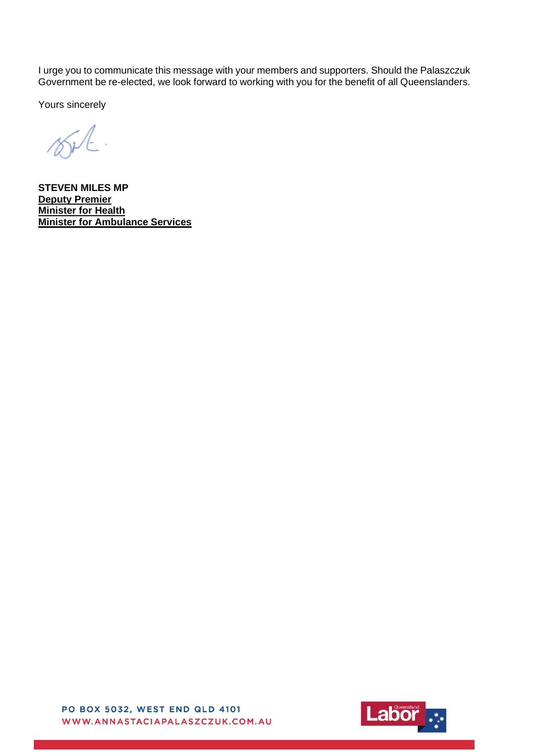I urge you to communicate this message with your members and supporters. Should the Palaszczuk Government be re-elected, we look forward to working with you for the benefit of all Queenslanders.

Yours sincerely

**STEVEN MILES MP**
**Deputy Premier**
**Minister for Health**
**Minister for Ambulance Services**

PO BOX 5032, WEST END QLD 4101
WWW.ANNASTACIAPALASZCZUK.COM.AU